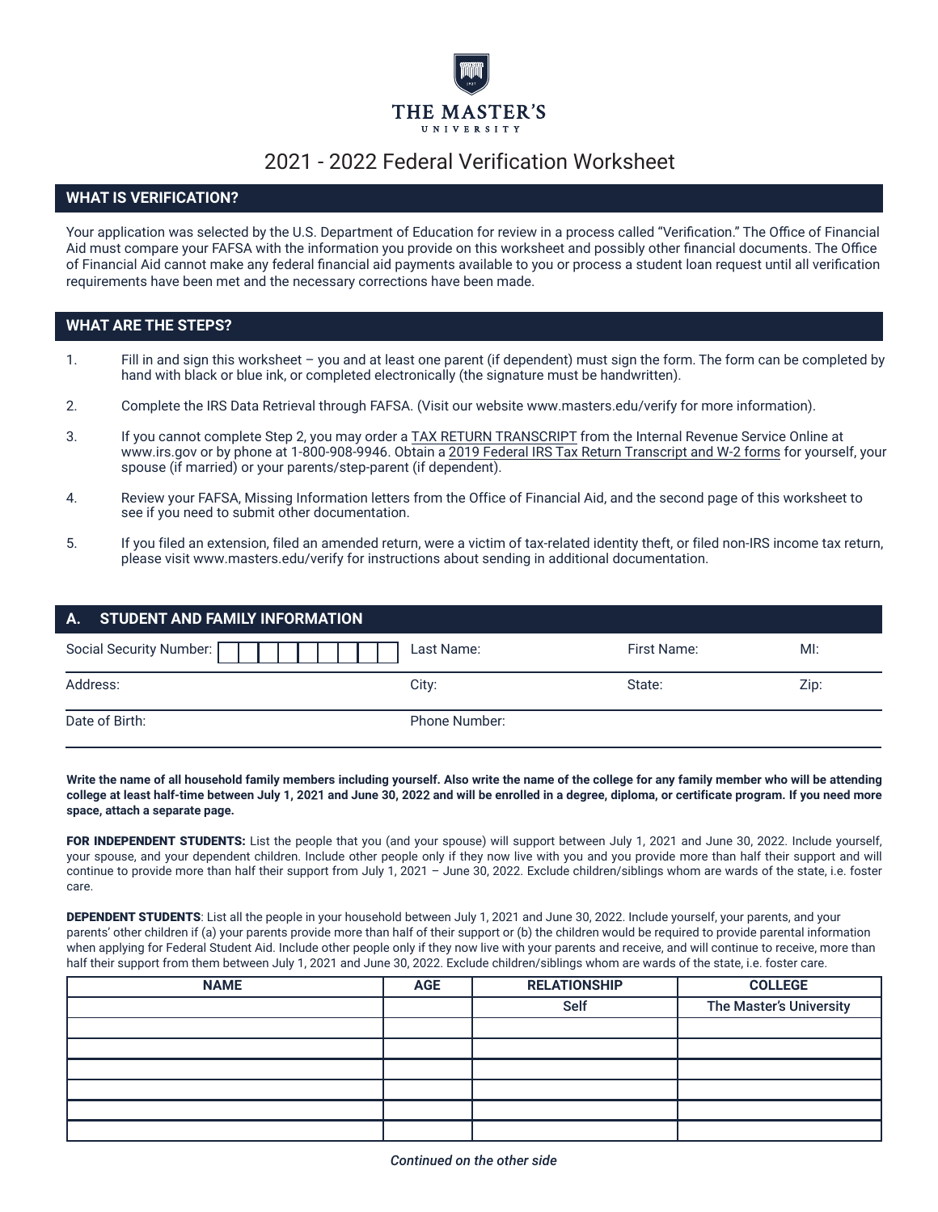THE MASTER'S UNIVERSITY

# 2021 - 2022 Federal Verification Worksheet

## WHAT IS VERIFICATION?

Your application was selected by the U.S. Department of Education for review in a process called "Verification." The Office of Financial Aid must compare your FAFSA with the information you provide on this worksheet and possibly other financial documents. The Office of Financial Aid cannot make any federal financial aid payments available to you or process a student loan request until all verification requirements have been met and the necessary corrections have been made.

## WHAT ARE THE STEPS?

1. Fill in and sign this worksheet – you and at least one parent (if dependent) must sign the form. The form can be completed by hand with black or blue ink, or completed electronically (the signature must be handwritten).
2. Complete the IRS Data Retrieval through FAFSA. (Visit our website www.masters.edu/verify for more information).
3. If you cannot complete Step 2, you may order a TAX RETURN TRANSCRIPT from the Internal Revenue Service Online at www.irs.gov or by phone at 1-800-908-9946. Obtain a 2019 Federal IRS Tax Return Transcript and W-2 forms for yourself, your spouse (if married) or your parents/step-parent (if dependent).
4. Review your FAFSA, Missing Information letters from the Office of Financial Aid, and the second page of this worksheet to see if you need to submit other documentation.
5. If you filed an extension, filed an amended return, were a victim of tax-related identity theft, or filed non-IRS income tax return, please visit www.masters.edu/verify for instructions about sending in additional documentation.

## A. STUDENT AND FAMILY INFORMATION

Social Security Number: | | | | | | | | | | Last Name: First Name: MI:

Address: City: State: Zip:

Date of Birth: Phone Number:

**Write the name of all household family members including yourself. Also write the name of the college for any family member who will be attending college at least half-time between July 1, 2021 and June 30, 2022 and will be enrolled in a degree, diploma, or certificate program. If you need more space, attach a separate page.**

**FOR INDEPENDENT STUDENTS:** List the people that you (and your spouse) will support between July 1, 2021 and June 30, 2022. Include yourself, your spouse, and your dependent children. Include other people only if they now live with you and you provide more than half their support and will continue to provide more than half their support from July 1, 2021 – June 30, 2022. Exclude children/siblings whom are wards of the state, i.e. foster care.

**DEPENDENT STUDENTS**: List all the people in your household between July 1, 2021 and June 30, 2022. Include yourself, your parents, and your parents' other children if (a) your parents provide more than half of their support or (b) the children would be required to provide parental information when applying for Federal Student Aid. Include other people only if they now live with your parents and receive, and will continue to receive, more than half their support from them between July 1, 2021 and June 30, 2022. Exclude children/siblings whom are wards of the state, i.e. foster care.

| NAME | AGE | RELATIONSHIP | COLLEGE |
|---|---|---|---|
| | | Self | The Master's University |
| | | | |
| | | | |
| | | | |
| | | | |
| | | | |
| | | | |

*Continued on the other side*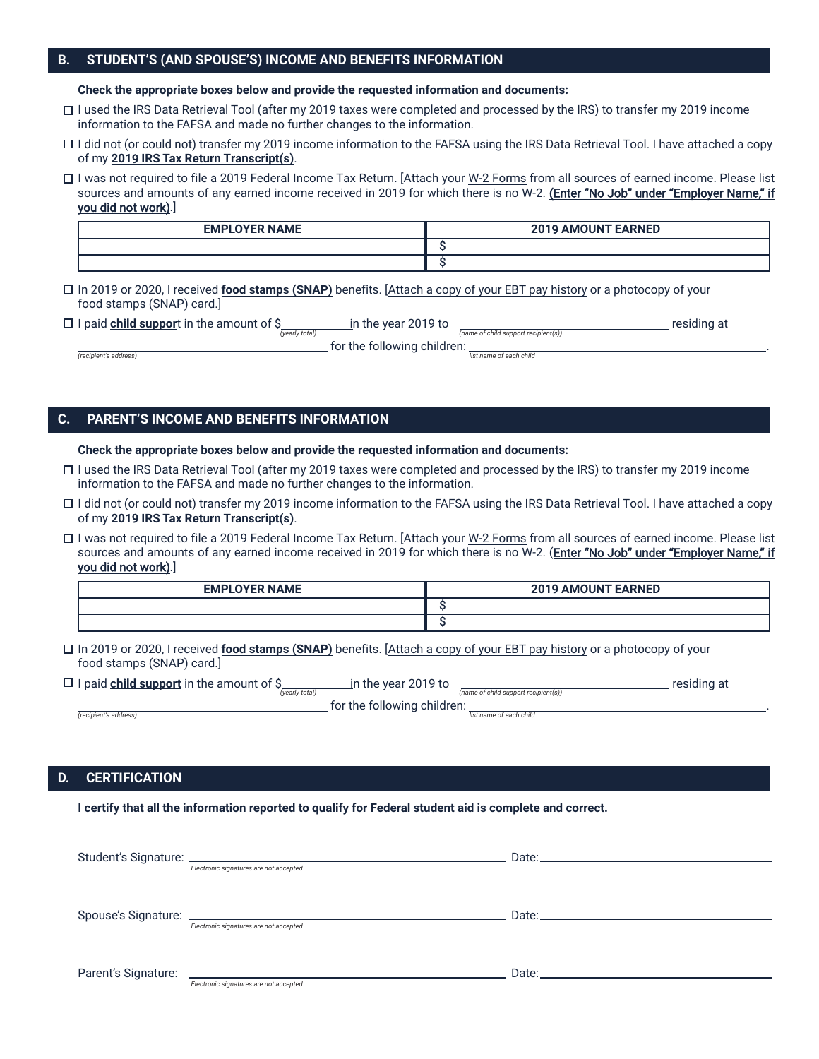## B. STUDENT'S (AND SPOUSE'S) INCOME AND BENEFITS INFORMATION

**Check the appropriate boxes below and provide the requested information and documents:**

☐ I used the IRS Data Retrieval Tool (after my 2019 taxes were completed and processed by the IRS) to transfer my 2019 income information to the FAFSA and made no further changes to the information.

☐ I did not (or could not) transfer my 2019 income information to the FAFSA using the IRS Data Retrieval Tool. I have attached a copy of my **2019 IRS Tax Return Transcript(s)**.

☐ I was not required to file a 2019 Federal Income Tax Return. [Attach your W-2 Forms from all sources of earned income. Please list sources and amounts of any earned income received in 2019 for which there is no W-2. **(Enter "No Job" under "Employer Name," if you did not work)**.]

| EMPLOYER NAME | 2019 AMOUNT EARNED |
|---|---|
| | $ |
| | $ |

☐ In 2019 or 2020, I received **food stamps (SNAP)** benefits. [Attach a copy of your EBT pay history or a photocopy of your food stamps (SNAP) card.]

☐ I paid **child support** in the amount of $\_\_\_\_\_\_\_\_\_\_ *(yearly total)* in the year 2019 to \_\_\_\_\_\_\_\_\_\_\_\_\_\_\_\_\_\_\_\_ *(name of child support recipient(s))* residing at \_\_\_\_\_\_\_\_\_\_\_\_\_\_\_\_\_\_\_\_ *(recipient's address)* for the following children: \_\_\_\_\_\_\_\_\_\_\_\_\_\_\_\_\_\_\_\_ *list name of each child*.

## C. PARENT'S INCOME AND BENEFITS INFORMATION

**Check the appropriate boxes below and provide the requested information and documents:**

☐ I used the IRS Data Retrieval Tool (after my 2019 taxes were completed and processed by the IRS) to transfer my 2019 income information to the FAFSA and made no further changes to the information.

☐ I did not (or could not) transfer my 2019 income information to the FAFSA using the IRS Data Retrieval Tool. I have attached a copy of my **2019 IRS Tax Return Transcript(s)**.

☐ I was not required to file a 2019 Federal Income Tax Return. [Attach your W-2 Forms from all sources of earned income. Please list sources and amounts of any earned income received in 2019 for which there is no W-2. (**Enter "No Job" under "Employer Name," if you did not work)**.]

| EMPLOYER NAME | 2019 AMOUNT EARNED |
|---|---|
| | $ |
| | $ |

☐ In 2019 or 2020, I received **food stamps (SNAP)** benefits. [Attach a copy of your EBT pay history or a photocopy of your food stamps (SNAP) card.]

☐ I paid **child support** in the amount of $\_\_\_\_\_\_\_\_\_\_ *(yearly total)* in the year 2019 to \_\_\_\_\_\_\_\_\_\_\_\_\_\_\_\_\_\_\_\_ *(name of child support recipient(s))* residing at \_\_\_\_\_\_\_\_\_\_\_\_\_\_\_\_\_\_\_\_ *(recipient's address)* for the following children: \_\_\_\_\_\_\_\_\_\_\_\_\_\_\_\_\_\_\_\_ *list name of each child*.

## D. CERTIFICATION

**I certify that all the information reported to qualify for Federal student aid is complete and correct.**

Student's Signature: \_\_\_\_\_\_\_\_\_\_\_\_\_\_\_\_\_\_\_\_\_\_\_\_\_\_\_\_\_\_ Date: \_\_\_\_\_\_\_\_\_\_\_\_\_\_\_\_\_\_\_\_
*Electronic signatures are not accepted*

Spouse's Signature: \_\_\_\_\_\_\_\_\_\_\_\_\_\_\_\_\_\_\_\_\_\_\_\_\_\_\_\_\_\_ Date: \_\_\_\_\_\_\_\_\_\_\_\_\_\_\_\_\_\_\_\_
*Electronic signatures are not accepted*

Parent's Signature: \_\_\_\_\_\_\_\_\_\_\_\_\_\_\_\_\_\_\_\_\_\_\_\_\_\_\_\_\_\_ Date: \_\_\_\_\_\_\_\_\_\_\_\_\_\_\_\_\_\_\_\_
*Electronic signatures are not accepted*